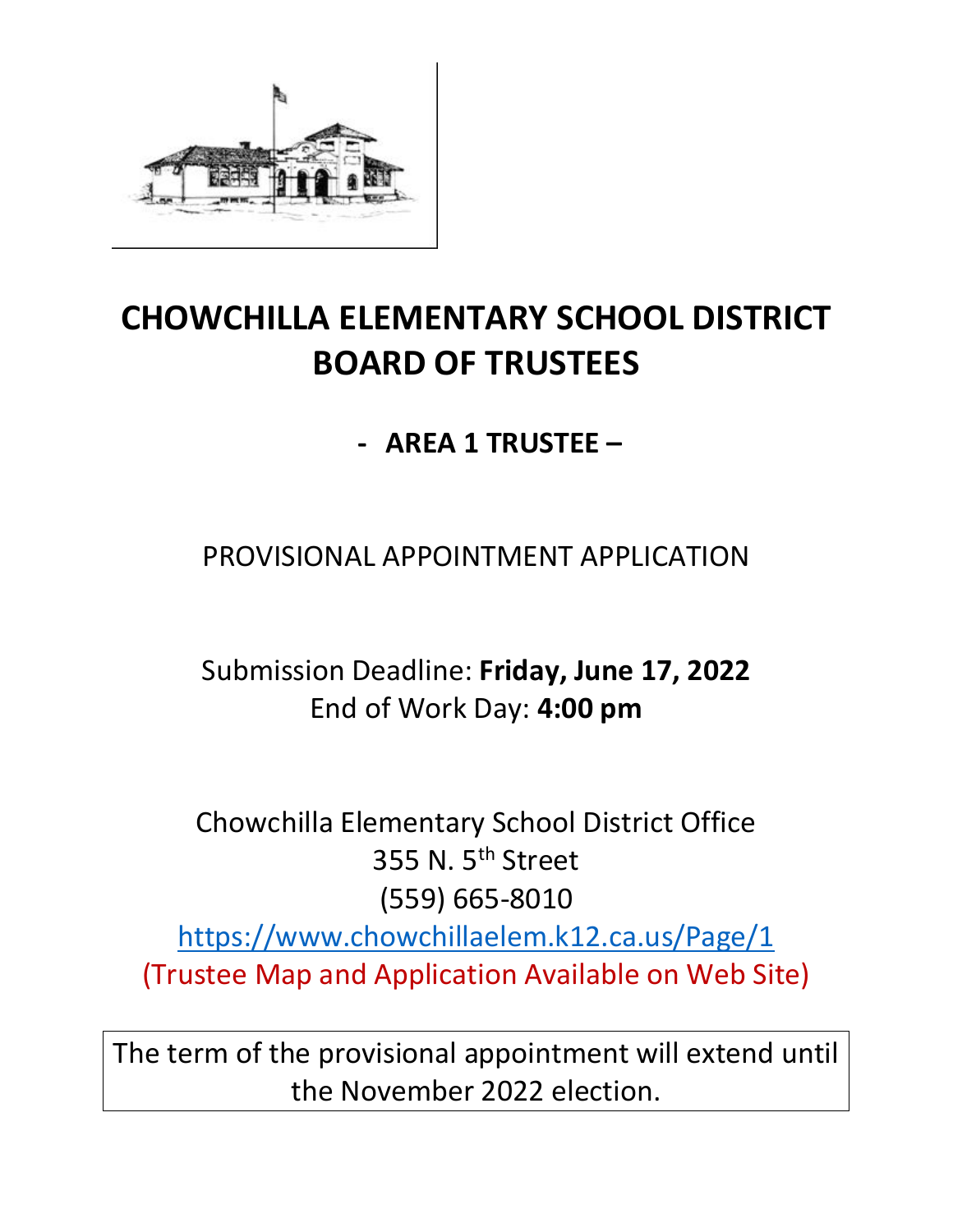# CHOWCHILLA ELEMENTARY SCHOOL DISTRICT BOARD OF TRUSTEES

## - AREA 1 TRUSTEE –

PROVISIONAL APPOINTMENT APPLICATION

Submission Deadline: **Friday, June 17, 2022**
End of Work Day: **4:00 pm**

Chowchilla Elementary School District Office
355 N. 5th Street
(559) 665-8010
https://www.chowchillaelem.k12.ca.us/Page/1
(Trustee Map and Application Available on Web Site)

The term of the provisional appointment will extend until the November 2022 election.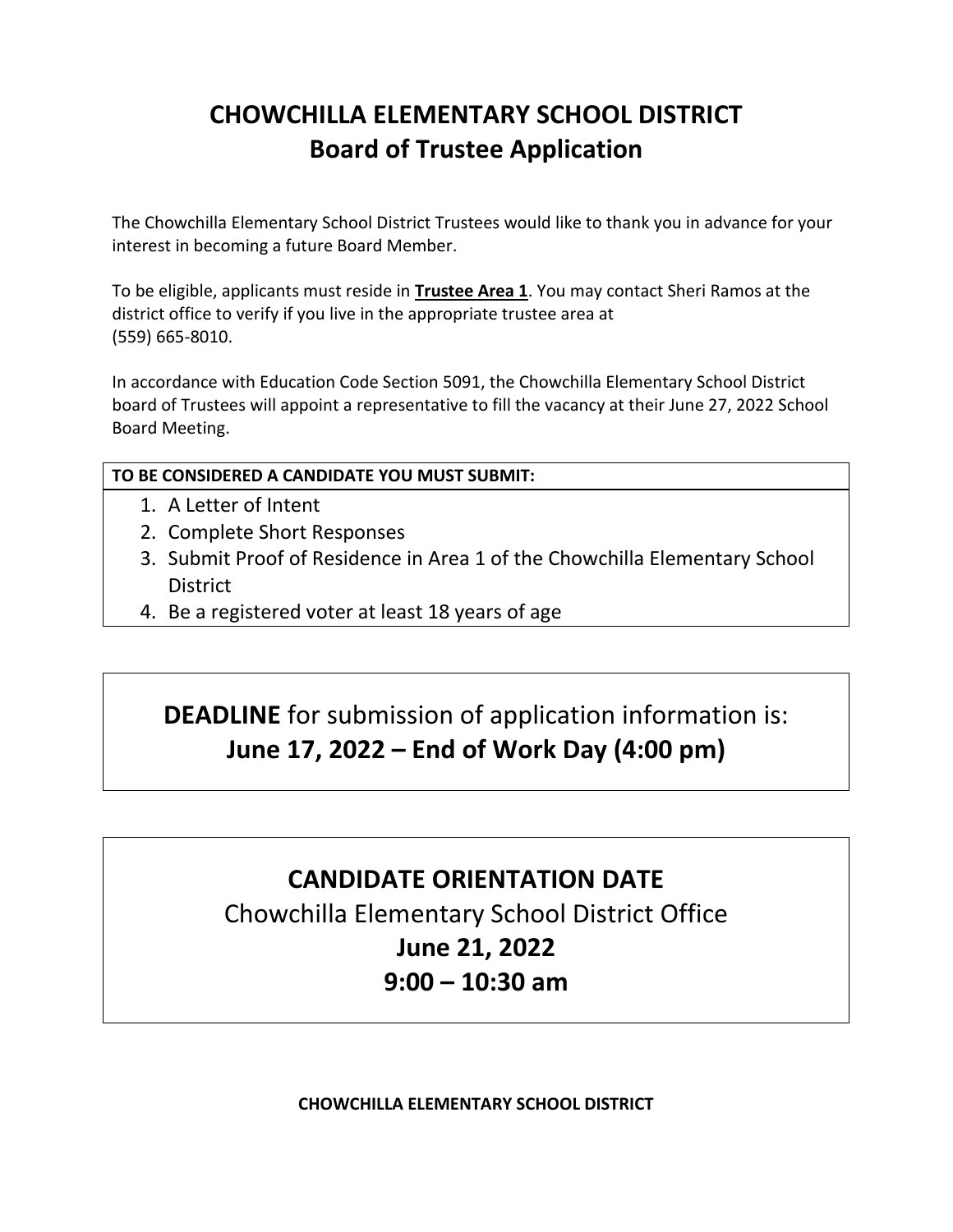# CHOWCHILLA ELEMENTARY SCHOOL DISTRICT
## Board of Trustee Application

The Chowchilla Elementary School District Trustees would like to thank you in advance for your interest in becoming a future Board Member.

To be eligible, applicants must reside in **Trustee Area 1**. You may contact Sheri Ramos at the district office to verify if you live in the appropriate trustee area at (559) 665-8010.

In accordance with Education Code Section 5091, the Chowchilla Elementary School District board of Trustees will appoint a representative to fill the vacancy at their June 27, 2022 School Board Meeting.

**TO BE CONSIDERED A CANDIDATE YOU MUST SUBMIT:**

1. A Letter of Intent
2. Complete Short Responses
3. Submit Proof of Residence in Area 1 of the Chowchilla Elementary School District
4. Be a registered voter at least 18 years of age

**DEADLINE** for submission of application information is:
**June 17, 2022 – End of Work Day (4:00 pm)**

**CANDIDATE ORIENTATION DATE**
Chowchilla Elementary School District Office
**June 21, 2022**
**9:00 – 10:30 am**

**CHOWCHILLA ELEMENTARY SCHOOL DISTRICT**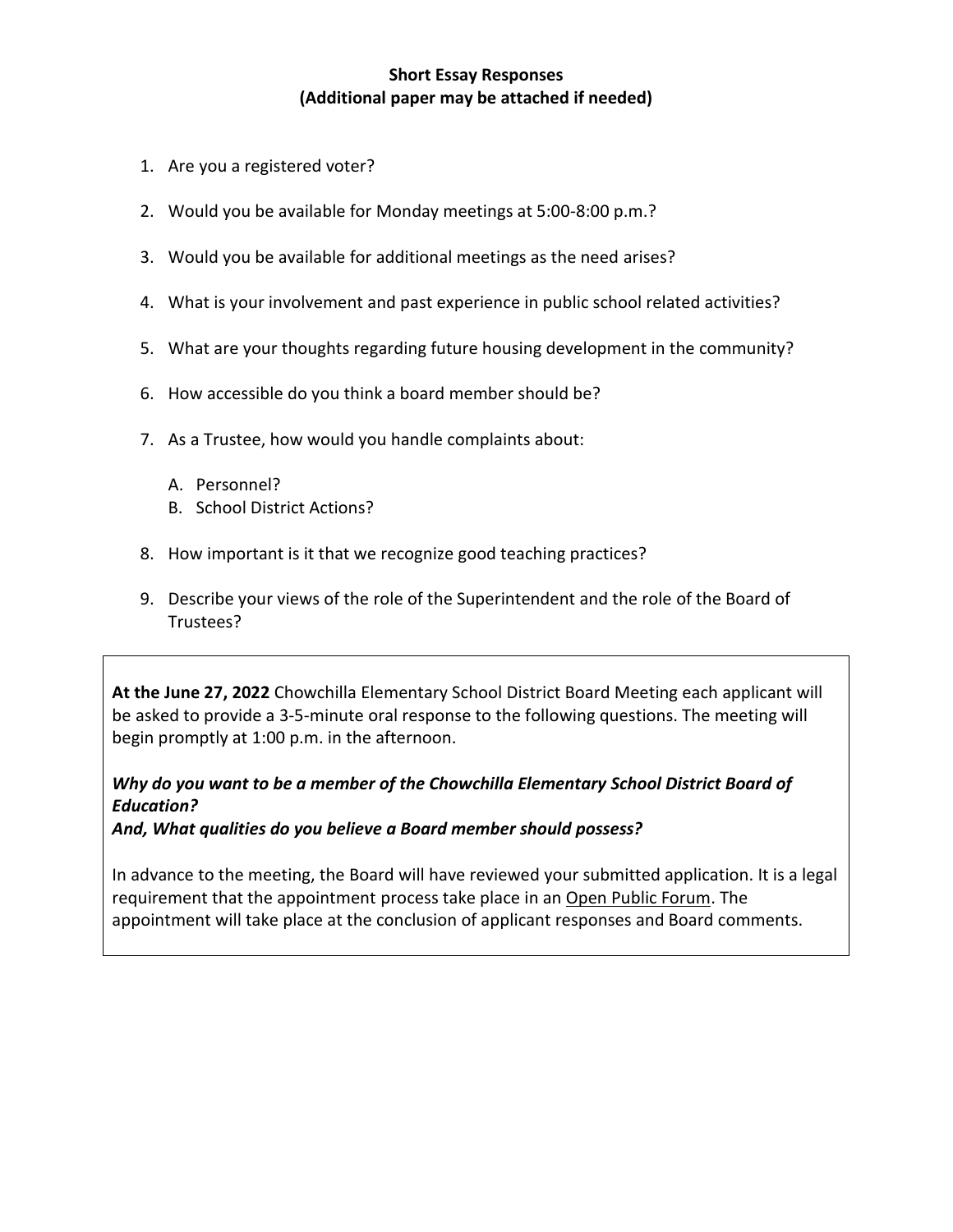**Short Essay Responses**
**(Additional paper may be attached if needed)**

1. Are you a registered voter?

2. Would you be available for Monday meetings at 5:00-8:00 p.m.?

3. Would you be available for additional meetings as the need arises?

4. What is your involvement and past experience in public school related activities?

5. What are your thoughts regarding future housing development in the community?

6. How accessible do you think a board member should be?

7. As a Trustee, how would you handle complaints about:

   A. Personnel?
   B. School District Actions?

8. How important is it that we recognize good teaching practices?

9. Describe your views of the role of the Superintendent and the role of the Board of Trustees?

---

**At the June 27, 2022** Chowchilla Elementary School District Board Meeting each applicant will be asked to provide a 3-5-minute oral response to the following questions. The meeting will begin promptly at 1:00 p.m. in the afternoon.

***Why do you want to be a member of the Chowchilla Elementary School District Board of Education?***
***And, What qualities do you believe a Board member should possess?***

In advance to the meeting, the Board will have reviewed your submitted application. It is a legal requirement that the appointment process take place in an <u>Open Public Forum</u>. The appointment will take place at the conclusion of applicant responses and Board comments.